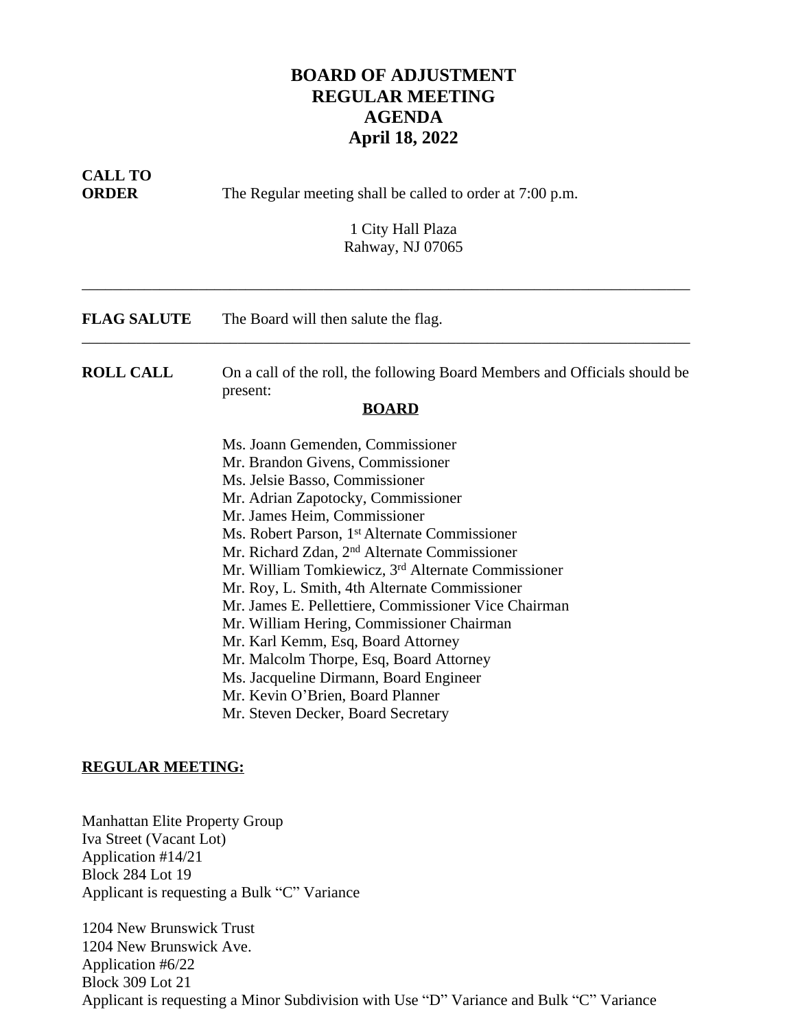# BOARD OF ADJUSTMENT
# REGULAR MEETING
# AGENDA
# April 18, 2022

**CALL TO ORDER** The Regular meeting shall be called to order at 7:00 p.m.

1 City Hall Plaza
Rahway, NJ 07065

---

**FLAG SALUTE** The Board will then salute the flag.

---

**ROLL CALL** On a call of the roll, the following Board Members and Officials should be present:

**BOARD**

Ms. Joann Gemenden, Commissioner
Mr. Brandon Givens, Commissioner
Ms. Jelsie Basso, Commissioner
Mr. Adrian Zapotocky, Commissioner
Mr. James Heim, Commissioner
Ms. Robert Parson, 1st Alternate Commissioner
Mr. Richard Zdan, 2nd Alternate Commissioner
Mr. William Tomkiewicz, 3rd Alternate Commissioner
Mr. Roy, L. Smith, 4th Alternate Commissioner
Mr. James E. Pellettiere, Commissioner Vice Chairman
Mr. William Hering, Commissioner Chairman
Mr. Karl Kemm, Esq, Board Attorney
Mr. Malcolm Thorpe, Esq, Board Attorney
Ms. Jacqueline Dirmann, Board Engineer
Mr. Kevin O'Brien, Board Planner
Mr. Steven Decker, Board Secretary

**REGULAR MEETING:**

Manhattan Elite Property Group
Iva Street (Vacant Lot)
Application #14/21
Block 284 Lot 19
Applicant is requesting a Bulk "C" Variance

1204 New Brunswick Trust
1204 New Brunswick Ave.
Application #6/22
Block 309 Lot 21
Applicant is requesting a Minor Subdivision with Use "D" Variance and Bulk "C" Variance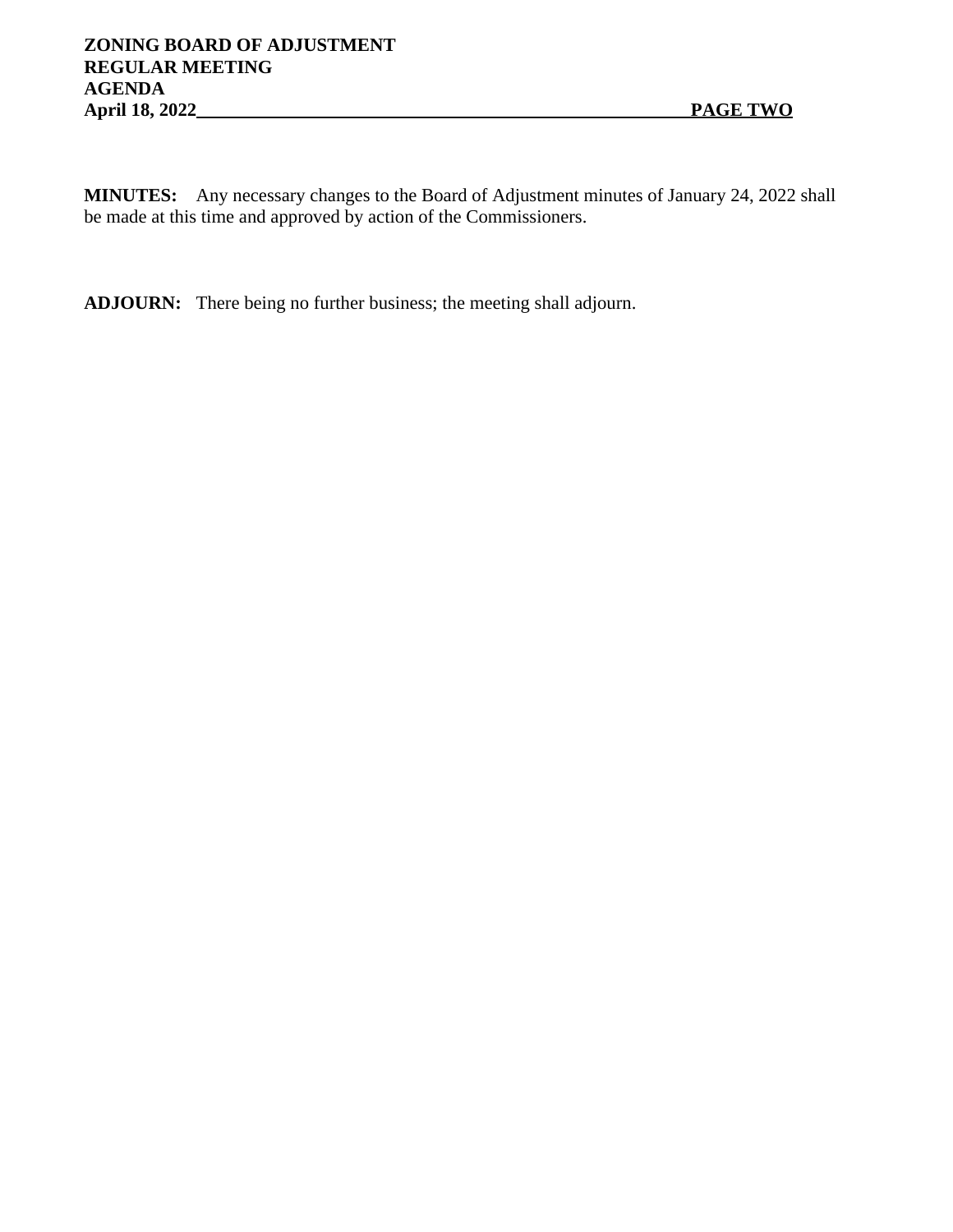**MINUTES:** Any necessary changes to the Board of Adjustment minutes of January 24, 2022 shall be made at this time and approved by action of the Commissioners.

**ADJOURN:** There being no further business; the meeting shall adjourn.